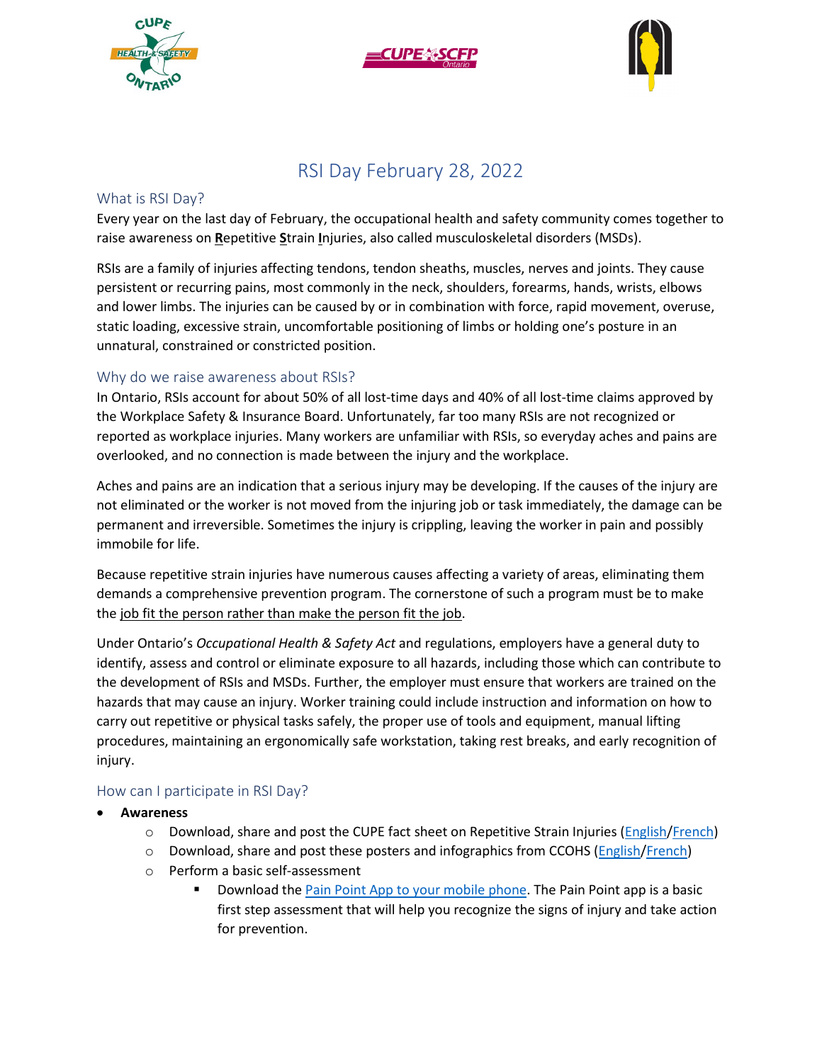# RSI Day February 28, 2022

## What is RSI Day?

Every year on the last day of February, the occupational health and safety community comes together to raise awareness on **R**epetitive **S**train **I**njuries, also called musculoskeletal disorders (MSDs).

RSIs are a family of injuries affecting tendons, tendon sheaths, muscles, nerves and joints. They cause persistent or recurring pains, most commonly in the neck, shoulders, forearms, hands, wrists, elbows and lower limbs. The injuries can be caused by or in combination with force, rapid movement, overuse, static loading, excessive strain, uncomfortable positioning of limbs or holding one's posture in an unnatural, constrained or constricted position.

## Why do we raise awareness about RSIs?

In Ontario, RSIs account for about 50% of all lost-time days and 40% of all lost-time claims approved by the Workplace Safety & Insurance Board. Unfortunately, far too many RSIs are not recognized or reported as workplace injuries. Many workers are unfamiliar with RSIs, so everyday aches and pains are overlooked, and no connection is made between the injury and the workplace.

Aches and pains are an indication that a serious injury may be developing. If the causes of the injury are not eliminated or the worker is not moved from the injuring job or task immediately, the damage can be permanent and irreversible. Sometimes the injury is crippling, leaving the worker in pain and possibly immobile for life.

Because repetitive strain injuries have numerous causes affecting a variety of areas, eliminating them demands a comprehensive prevention program. The cornerstone of such a program must be to make the job fit the person rather than make the person fit the job.

Under Ontario's *Occupational Health & Safety Act* and regulations, employers have a general duty to identify, assess and control or eliminate exposure to all hazards, including those which can contribute to the development of RSIs and MSDs. Further, the employer must ensure that workers are trained on the hazards that may cause an injury. Worker training could include instruction and information on how to carry out repetitive or physical tasks safely, the proper use of tools and equipment, manual lifting procedures, maintaining an ergonomically safe workstation, taking rest breaks, and early recognition of injury.

## How can I participate in RSI Day?

- **Awareness**
  - Download, share and post the CUPE fact sheet on Repetitive Strain Injuries (English/French)
  - Download, share and post these posters and infographics from CCOHS (English/French)
  - Perform a basic self-assessment
    - Download the Pain Point App to your mobile phone. The Pain Point app is a basic first step assessment that will help you recognize the signs of injury and take action for prevention.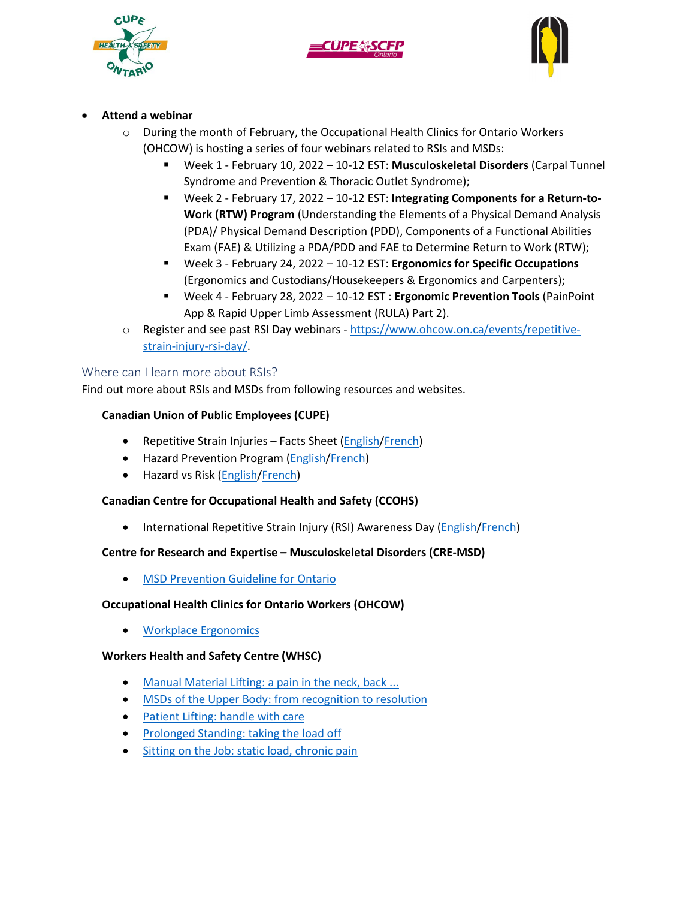- **Attend a webinar**
  - During the month of February, the Occupational Health Clinics for Ontario Workers (OHCOW) is hosting a series of four webinars related to RSIs and MSDs:
    - Week 1 - February 10, 2022 – 10-12 EST: **Musculoskeletal Disorders** (Carpal Tunnel Syndrome and Prevention & Thoracic Outlet Syndrome);
    - Week 2 - February 17, 2022 – 10-12 EST: **Integrating Components for a Return-to-Work (RTW) Program** (Understanding the Elements of a Physical Demand Analysis (PDA)/ Physical Demand Description (PDD), Components of a Functional Abilities Exam (FAE) & Utilizing a PDA/PDD and FAE to Determine Return to Work (RTW);
    - Week 3 - February 24, 2022 – 10-12 EST: **Ergonomics for Specific Occupations** (Ergonomics and Custodians/Housekeepers & Ergonomics and Carpenters);
    - Week 4 - February 28, 2022 – 10-12 EST : **Ergonomic Prevention Tools** (PainPoint App & Rapid Upper Limb Assessment (RULA) Part 2).
  - Register and see past RSI Day webinars - https://www.ohcow.on.ca/events/repetitive-strain-injury-rsi-day/.

## Where can I learn more about RSIs?

Find out more about RSIs and MSDs from following resources and websites.

**Canadian Union of Public Employees (CUPE)**

- Repetitive Strain Injuries – Facts Sheet (English/French)
- Hazard Prevention Program (English/French)
- Hazard vs Risk (English/French)

**Canadian Centre for Occupational Health and Safety (CCOHS)**

- International Repetitive Strain Injury (RSI) Awareness Day (English/French)

**Centre for Research and Expertise – Musculoskeletal Disorders (CRE-MSD)**

- MSD Prevention Guideline for Ontario

**Occupational Health Clinics for Ontario Workers (OHCOW)**

- Workplace Ergonomics

**Workers Health and Safety Centre (WHSC)**

- Manual Material Lifting: a pain in the neck, back ...
- MSDs of the Upper Body: from recognition to resolution
- Patient Lifting: handle with care
- Prolonged Standing: taking the load off
- Sitting on the Job: static load, chronic pain